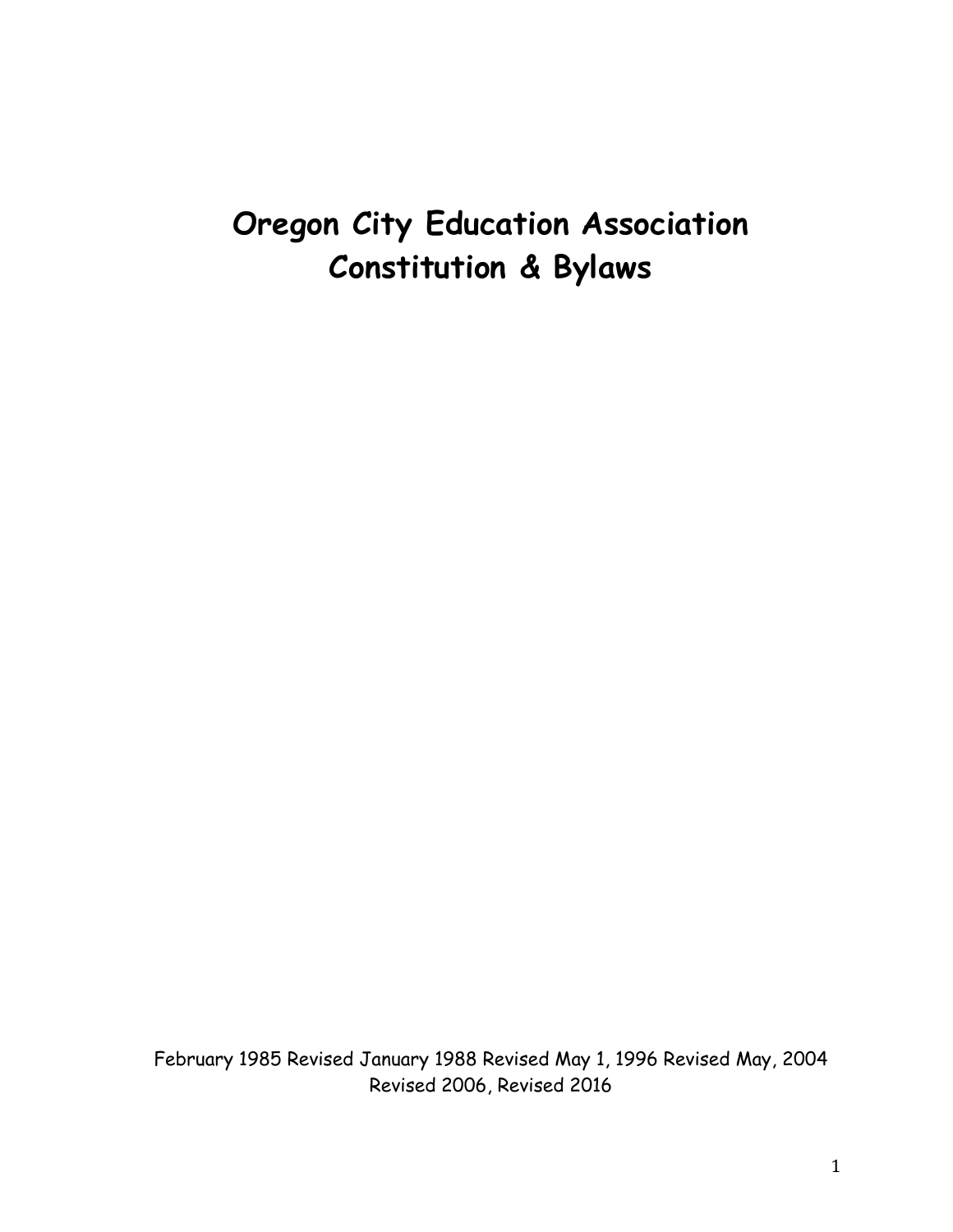# Oregon City Education Association Constitution & Bylaws

February 1985 Revised January 1988 Revised May 1, 1996 Revised May, 2004 Revised 2006, Revised 2016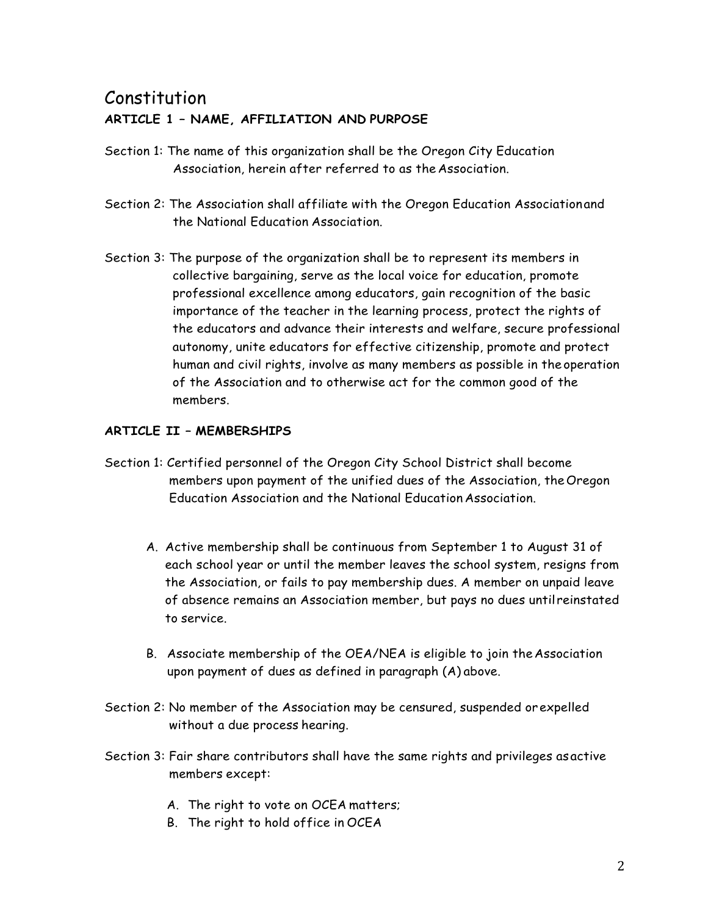# Constitution

## ARTICLE 1 – NAME, AFFILIATION AND PURPOSE

Section 1: The name of this organization shall be the Oregon City Education Association, herein after referred to as the Association.

Section 2: The Association shall affiliate with the Oregon Education Association and the National Education Association.

Section 3: The purpose of the organization shall be to represent its members in collective bargaining, serve as the local voice for education, promote professional excellence among educators, gain recognition of the basic importance of the teacher in the learning process, protect the rights of the educators and advance their interests and welfare, secure professional autonomy, unite educators for effective citizenship, promote and protect human and civil rights, involve as many members as possible in the operation of the Association and to otherwise act for the common good of the members.

## ARTICLE II – MEMBERSHIPS

Section 1: Certified personnel of the Oregon City School District shall become members upon payment of the unified dues of the Association, the Oregon Education Association and the National Education Association.

A. Active membership shall be continuous from September 1 to August 31 of each school year or until the member leaves the school system, resigns from the Association, or fails to pay membership dues. A member on unpaid leave of absence remains an Association member, but pays no dues until reinstated to service.

B. Associate membership of the OEA/NEA is eligible to join the Association upon payment of dues as defined in paragraph (A) above.

Section 2: No member of the Association may be censured, suspended or expelled without a due process hearing.

Section 3: Fair share contributors shall have the same rights and privileges as active members except:

A. The right to vote on OCEA matters;
B. The right to hold office in OCEA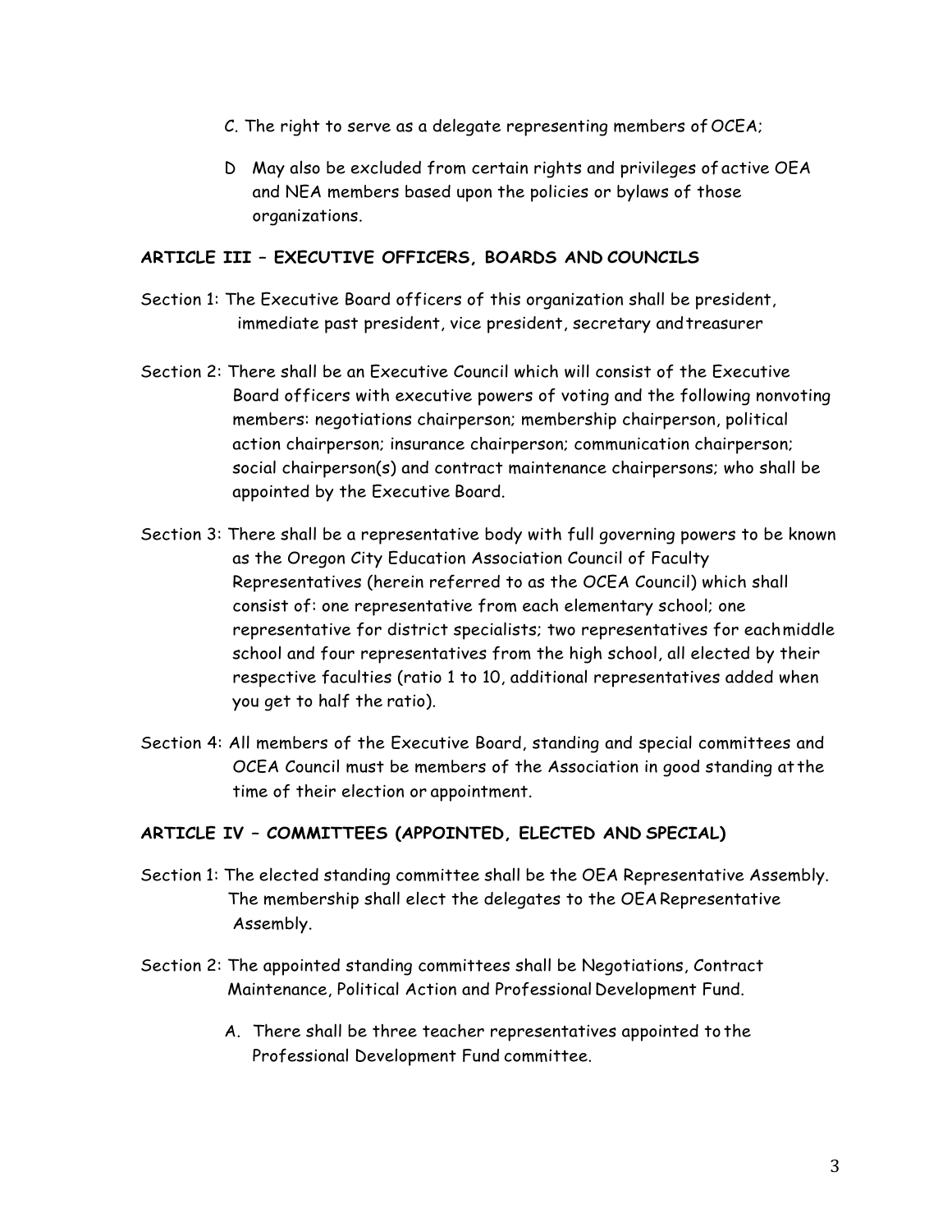C. The right to serve as a delegate representing members of OCEA;

D May also be excluded from certain rights and privileges of active OEA and NEA members based upon the policies or bylaws of those organizations.

**ARTICLE III – EXECUTIVE OFFICERS, BOARDS AND COUNCILS**

Section 1: The Executive Board officers of this organization shall be president, immediate past president, vice president, secretary and treasurer

Section 2: There shall be an Executive Council which will consist of the Executive Board officers with executive powers of voting and the following nonvoting members: negotiations chairperson; membership chairperson, political action chairperson; insurance chairperson; communication chairperson; social chairperson(s) and contract maintenance chairpersons; who shall be appointed by the Executive Board.

Section 3: There shall be a representative body with full governing powers to be known as the Oregon City Education Association Council of Faculty Representatives (herein referred to as the OCEA Council) which shall consist of: one representative from each elementary school; one representative for district specialists; two representatives for each middle school and four representatives from the high school, all elected by their respective faculties (ratio 1 to 10, additional representatives added when you get to half the ratio).

Section 4: All members of the Executive Board, standing and special committees and OCEA Council must be members of the Association in good standing at the time of their election or appointment.

**ARTICLE IV – COMMITTEES (APPOINTED, ELECTED AND SPECIAL)**

Section 1: The elected standing committee shall be the OEA Representative Assembly. The membership shall elect the delegates to the OEA Representative Assembly.

Section 2: The appointed standing committees shall be Negotiations, Contract Maintenance, Political Action and Professional Development Fund.

A. There shall be three teacher representatives appointed to the Professional Development Fund committee.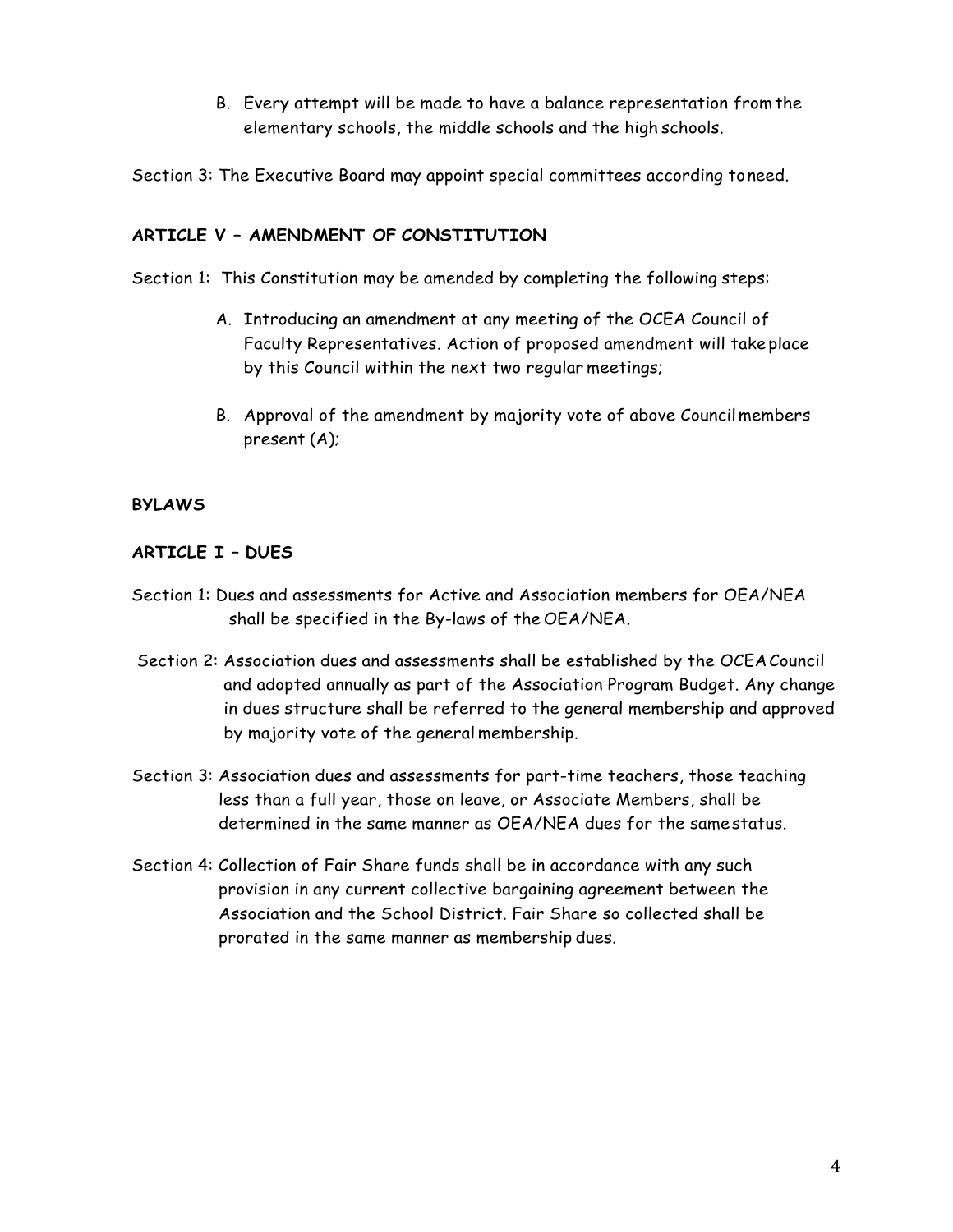B. Every attempt will be made to have a balance representation from the elementary schools, the middle schools and the high schools.

Section 3: The Executive Board may appoint special committees according to need.

**ARTICLE V – AMENDMENT OF CONSTITUTION**

Section 1: This Constitution may be amended by completing the following steps:

A. Introducing an amendment at any meeting of the OCEA Council of Faculty Representatives. Action of proposed amendment will take place by this Council within the next two regular meetings;

B. Approval of the amendment by majority vote of above Council members present (A);

**BYLAWS**

**ARTICLE I – DUES**

Section 1: Dues and assessments for Active and Association members for OEA/NEA shall be specified in the By-laws of the OEA/NEA.

Section 2: Association dues and assessments shall be established by the OCEA Council and adopted annually as part of the Association Program Budget. Any change in dues structure shall be referred to the general membership and approved by majority vote of the general membership.

Section 3: Association dues and assessments for part-time teachers, those teaching less than a full year, those on leave, or Associate Members, shall be determined in the same manner as OEA/NEA dues for the same status.

Section 4: Collection of Fair Share funds shall be in accordance with any such provision in any current collective bargaining agreement between the Association and the School District. Fair Share so collected shall be prorated in the same manner as membership dues.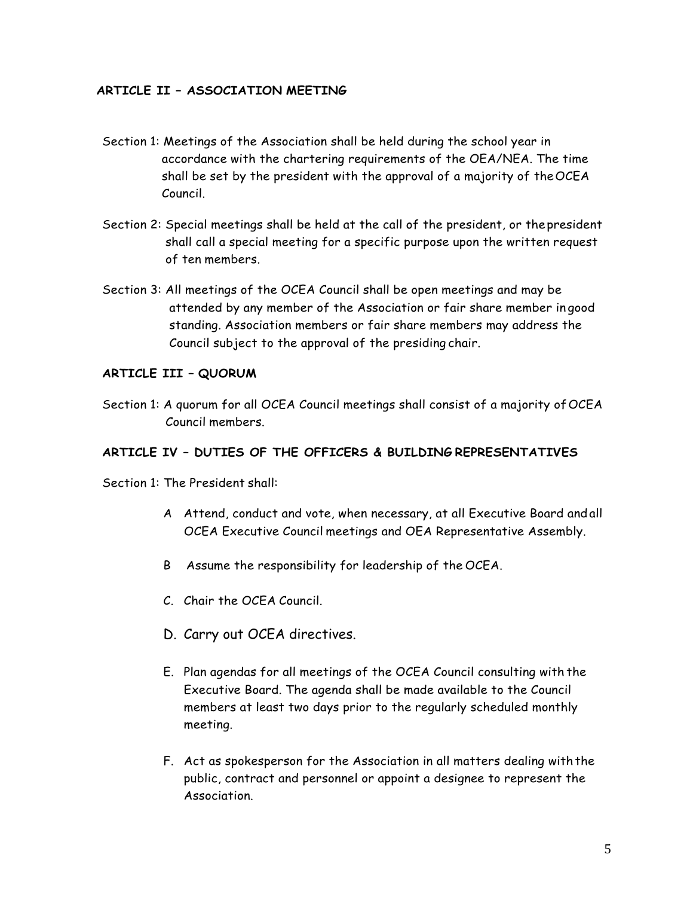## ARTICLE II – ASSOCIATION MEETING

Section 1: Meetings of the Association shall be held during the school year in accordance with the chartering requirements of the OEA/NEA. The time shall be set by the president with the approval of a majority of the OCEA Council.

Section 2: Special meetings shall be held at the call of the president, or the president shall call a special meeting for a specific purpose upon the written request of ten members.

Section 3: All meetings of the OCEA Council shall be open meetings and may be attended by any member of the Association or fair share member in good standing. Association members or fair share members may address the Council subject to the approval of the presiding chair.

## ARTICLE III – QUORUM

Section 1: A quorum for all OCEA Council meetings shall consist of a majority of OCEA Council members.

## ARTICLE IV – DUTIES OF THE OFFICERS & BUILDING REPRESENTATIVES

Section 1: The President shall:

A Attend, conduct and vote, when necessary, at all Executive Board and all OCEA Executive Council meetings and OEA Representative Assembly.

B Assume the responsibility for leadership of the OCEA.

C. Chair the OCEA Council.

D. Carry out OCEA directives.

E. Plan agendas for all meetings of the OCEA Council consulting with the Executive Board. The agenda shall be made available to the Council members at least two days prior to the regularly scheduled monthly meeting.

F. Act as spokesperson for the Association in all matters dealing with the public, contract and personnel or appoint a designee to represent the Association.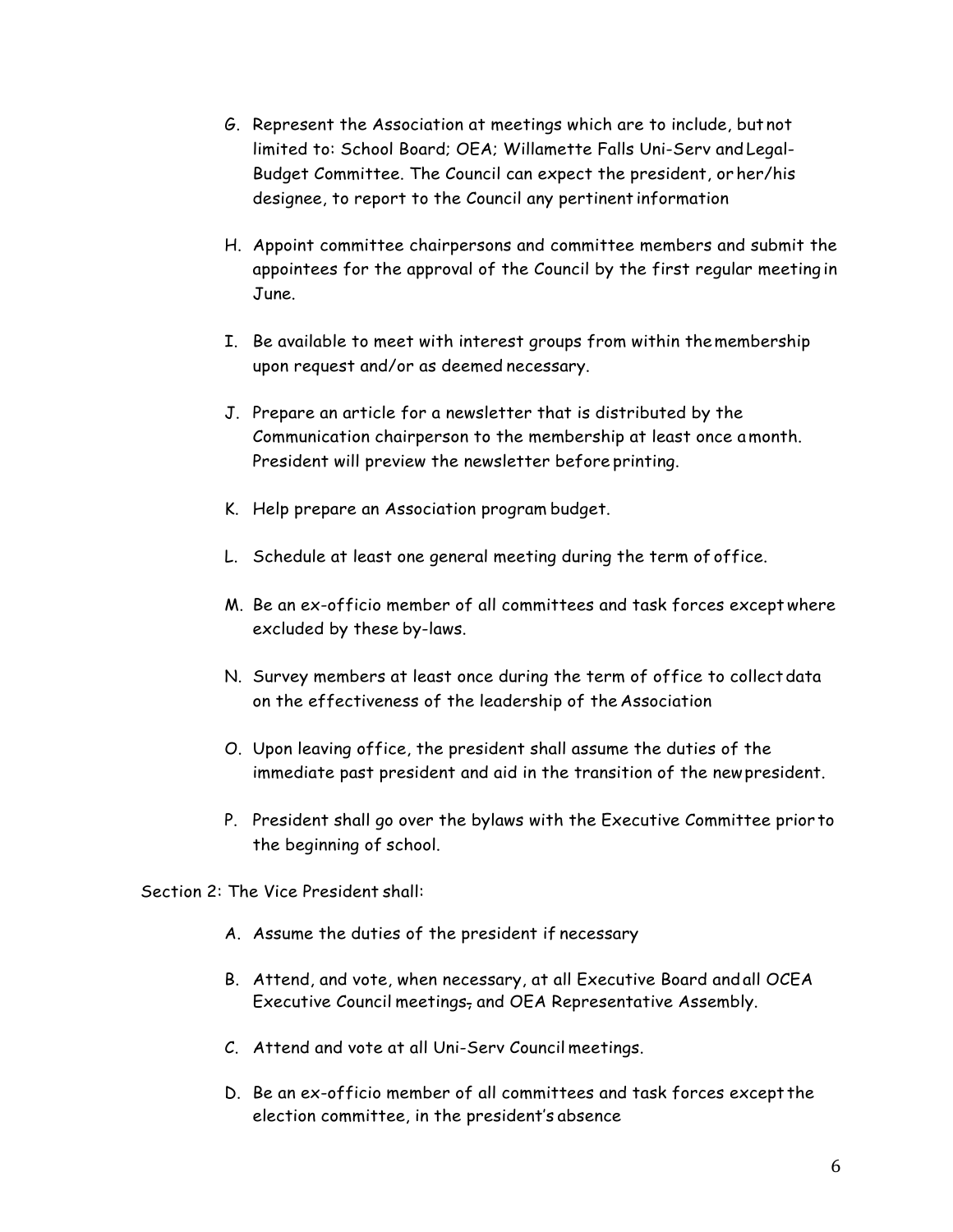G. Represent the Association at meetings which are to include, but not limited to: School Board; OEA; Willamette Falls Uni-Serv and Legal-Budget Committee. The Council can expect the president, or her/his designee, to report to the Council any pertinent information

H. Appoint committee chairpersons and committee members and submit the appointees for the approval of the Council by the first regular meeting in June.

I. Be available to meet with interest groups from within the membership upon request and/or as deemed necessary.

J. Prepare an article for a newsletter that is distributed by the Communication chairperson to the membership at least once a month. President will preview the newsletter before printing.

K. Help prepare an Association program budget.

L. Schedule at least one general meeting during the term of office.

M. Be an ex-officio member of all committees and task forces except where excluded by these by-laws.

N. Survey members at least once during the term of office to collect data on the effectiveness of the leadership of the Association

O. Upon leaving office, the president shall assume the duties of the immediate past president and aid in the transition of the new president.

P. President shall go over the bylaws with the Executive Committee prior to the beginning of school.

Section 2: The Vice President shall:

A. Assume the duties of the president if necessary

B. Attend, and vote, when necessary, at all Executive Board and all OCEA Executive Council meetings~~,~~ and OEA Representative Assembly.

C. Attend and vote at all Uni-Serv Council meetings.

D. Be an ex-officio member of all committees and task forces except the election committee, in the president's absence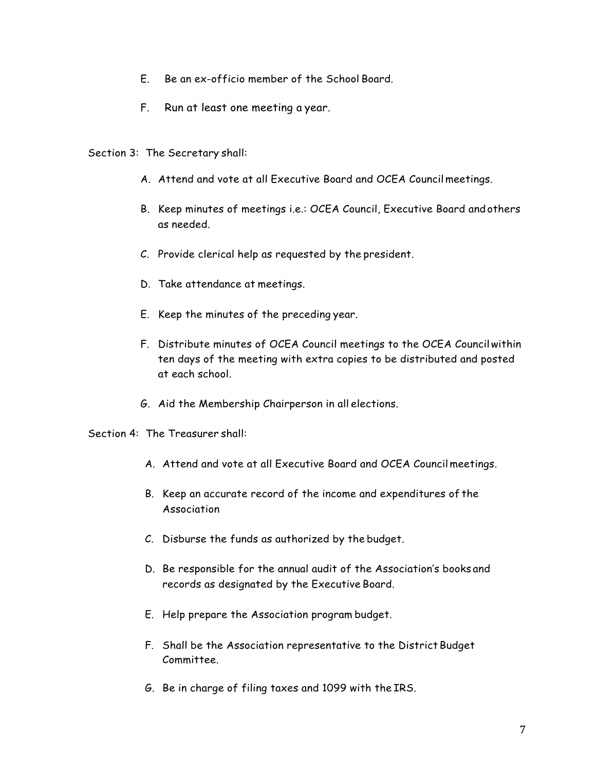E. Be an ex-officio member of the School Board.

F. Run at least one meeting a year.

Section 3: The Secretary shall:

A. Attend and vote at all Executive Board and OCEA Council meetings.

B. Keep minutes of meetings i.e.: OCEA Council, Executive Board and others as needed.

C. Provide clerical help as requested by the president.

D. Take attendance at meetings.

E. Keep the minutes of the preceding year.

F. Distribute minutes of OCEA Council meetings to the OCEA Council within ten days of the meeting with extra copies to be distributed and posted at each school.

G. Aid the Membership Chairperson in all elections.

Section 4: The Treasurer shall:

A. Attend and vote at all Executive Board and OCEA Council meetings.

B. Keep an accurate record of the income and expenditures of the Association

C. Disburse the funds as authorized by the budget.

D. Be responsible for the annual audit of the Association's books and records as designated by the Executive Board.

E. Help prepare the Association program budget.

F. Shall be the Association representative to the District Budget Committee.

G. Be in charge of filing taxes and 1099 with the IRS.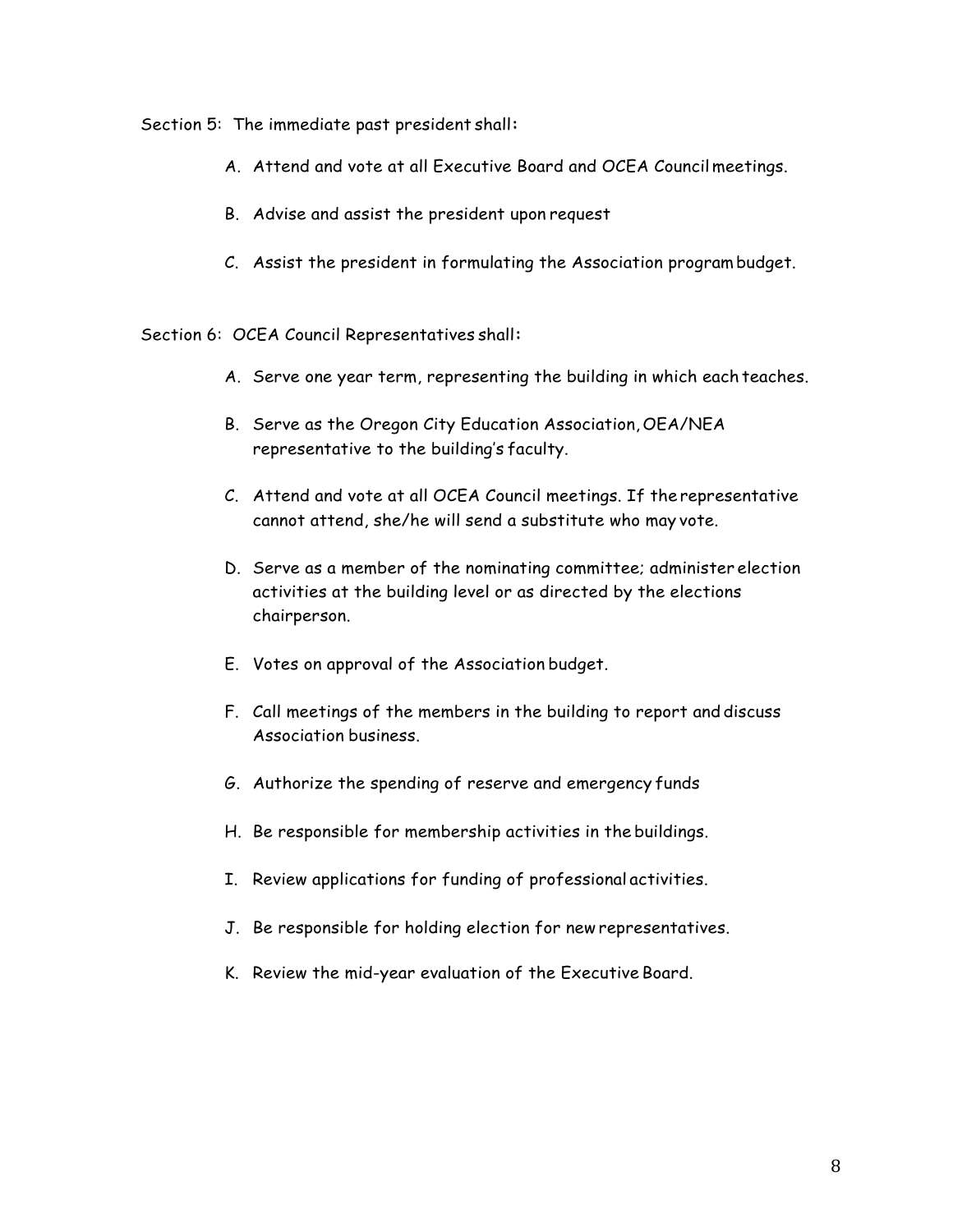Section 5: The immediate past president shall:

A. Attend and vote at all Executive Board and OCEA Council meetings.

B. Advise and assist the president upon request

C. Assist the president in formulating the Association program budget.

Section 6: OCEA Council Representatives shall:

A. Serve one year term, representing the building in which each teaches.

B. Serve as the Oregon City Education Association, OEA/NEA representative to the building's faculty.

C. Attend and vote at all OCEA Council meetings. If the representative cannot attend, she/he will send a substitute who may vote.

D. Serve as a member of the nominating committee; administer election activities at the building level or as directed by the elections chairperson.

E. Votes on approval of the Association budget.

F. Call meetings of the members in the building to report and discuss Association business.

G. Authorize the spending of reserve and emergency funds

H. Be responsible for membership activities in the buildings.

I. Review applications for funding of professional activities.

J. Be responsible for holding election for new representatives.

K. Review the mid-year evaluation of the Executive Board.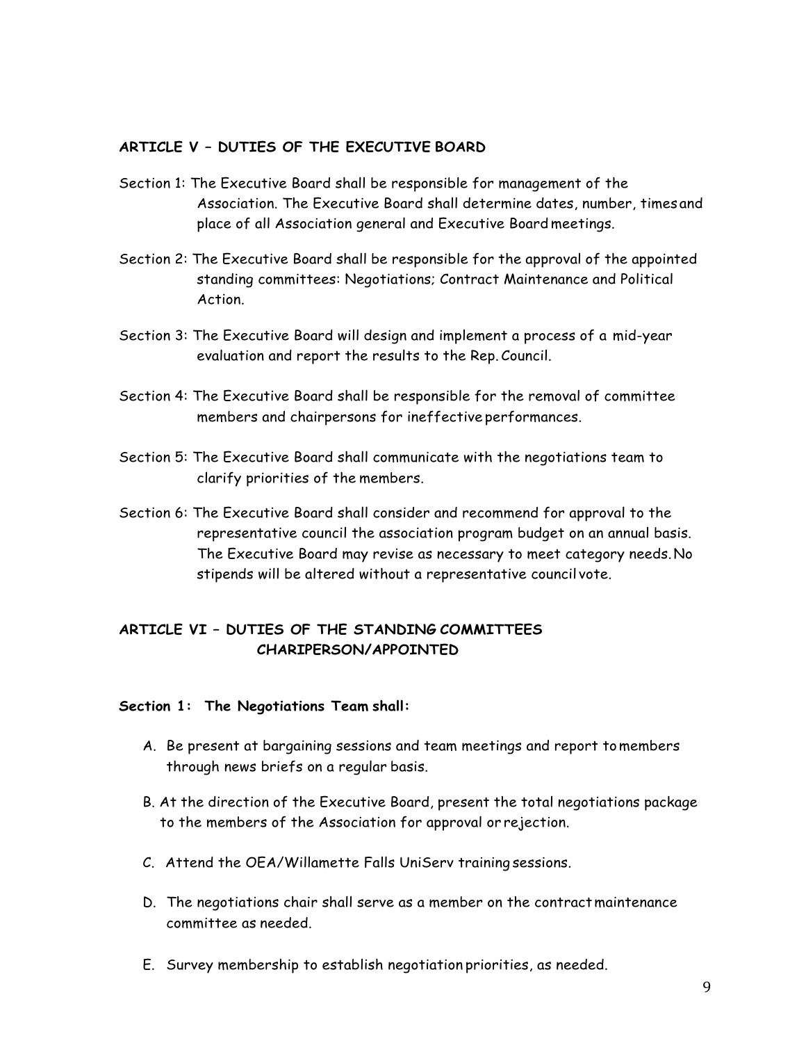**ARTICLE V – DUTIES OF THE EXECUTIVE BOARD**

Section 1: The Executive Board shall be responsible for management of the Association. The Executive Board shall determine dates, number, times and place of all Association general and Executive Board meetings.

Section 2: The Executive Board shall be responsible for the approval of the appointed standing committees: Negotiations; Contract Maintenance and Political Action.

Section 3: The Executive Board will design and implement a process of a mid-year evaluation and report the results to the Rep. Council.

Section 4: The Executive Board shall be responsible for the removal of committee members and chairpersons for ineffective performances.

Section 5: The Executive Board shall communicate with the negotiations team to clarify priorities of the members.

Section 6: The Executive Board shall consider and recommend for approval to the representative council the association program budget on an annual basis. The Executive Board may revise as necessary to meet category needs. No stipends will be altered without a representative council vote.

**ARTICLE VI – DUTIES OF THE STANDING COMMITTEES CHARIPERSON/APPOINTED**

**Section 1: The Negotiations Team shall:**

A. Be present at bargaining sessions and team meetings and report to members through news briefs on a regular basis.

B. At the direction of the Executive Board, present the total negotiations package to the members of the Association for approval or rejection.

C. Attend the OEA/Willamette Falls UniServ training sessions.

D. The negotiations chair shall serve as a member on the contract maintenance committee as needed.

E. Survey membership to establish negotiation priorities, as needed.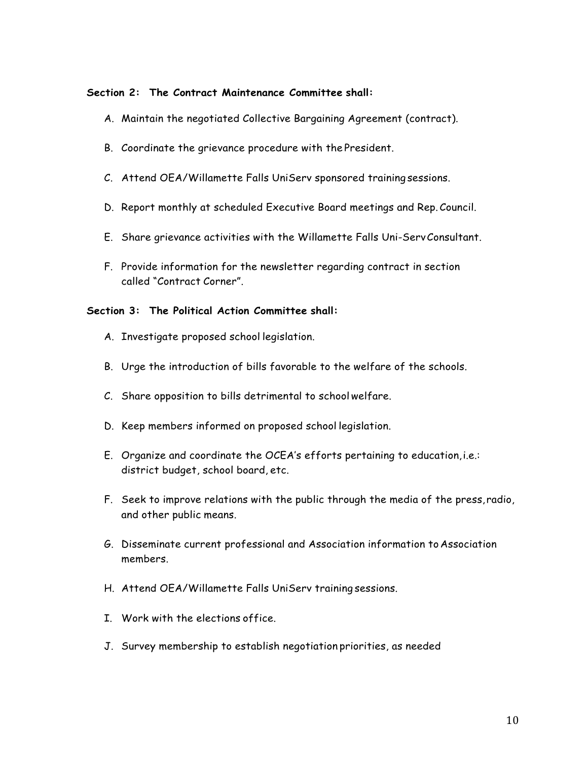**Section 2: The Contract Maintenance Committee shall:**

A. Maintain the negotiated Collective Bargaining Agreement (contract).

B. Coordinate the grievance procedure with the President.

C. Attend OEA/Willamette Falls UniServ sponsored training sessions.

D. Report monthly at scheduled Executive Board meetings and Rep. Council.

E. Share grievance activities with the Willamette Falls Uni-Serv Consultant.

F. Provide information for the newsletter regarding contract in section called "Contract Corner".

**Section 3: The Political Action Committee shall:**

A. Investigate proposed school legislation.

B. Urge the introduction of bills favorable to the welfare of the schools.

C. Share opposition to bills detrimental to school welfare.

D. Keep members informed on proposed school legislation.

E. Organize and coordinate the OCEA's efforts pertaining to education, i.e.: district budget, school board, etc.

F. Seek to improve relations with the public through the media of the press, radio, and other public means.

G. Disseminate current professional and Association information to Association members.

H. Attend OEA/Willamette Falls UniServ training sessions.

I. Work with the elections office.

J. Survey membership to establish negotiation priorities, as needed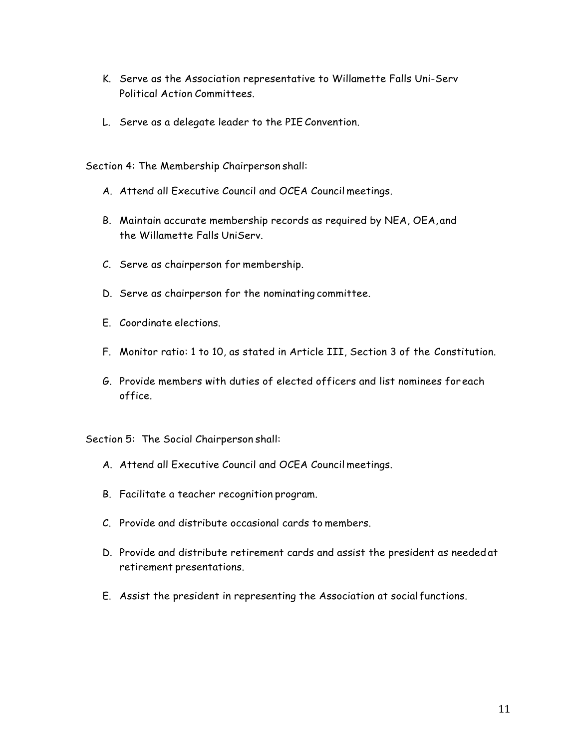K. Serve as the Association representative to Willamette Falls Uni-Serv Political Action Committees.

L. Serve as a delegate leader to the PIE Convention.

Section 4: The Membership Chairperson shall:

A. Attend all Executive Council and OCEA Council meetings.

B. Maintain accurate membership records as required by NEA, OEA, and the Willamette Falls UniServ.

C. Serve as chairperson for membership.

D. Serve as chairperson for the nominating committee.

E. Coordinate elections.

F. Monitor ratio: 1 to 10, as stated in Article III, Section 3 of the Constitution.

G. Provide members with duties of elected officers and list nominees for each office.

Section 5: The Social Chairperson shall:

A. Attend all Executive Council and OCEA Council meetings.

B. Facilitate a teacher recognition program.

C. Provide and distribute occasional cards to members.

D. Provide and distribute retirement cards and assist the president as needed at retirement presentations.

E. Assist the president in representing the Association at social functions.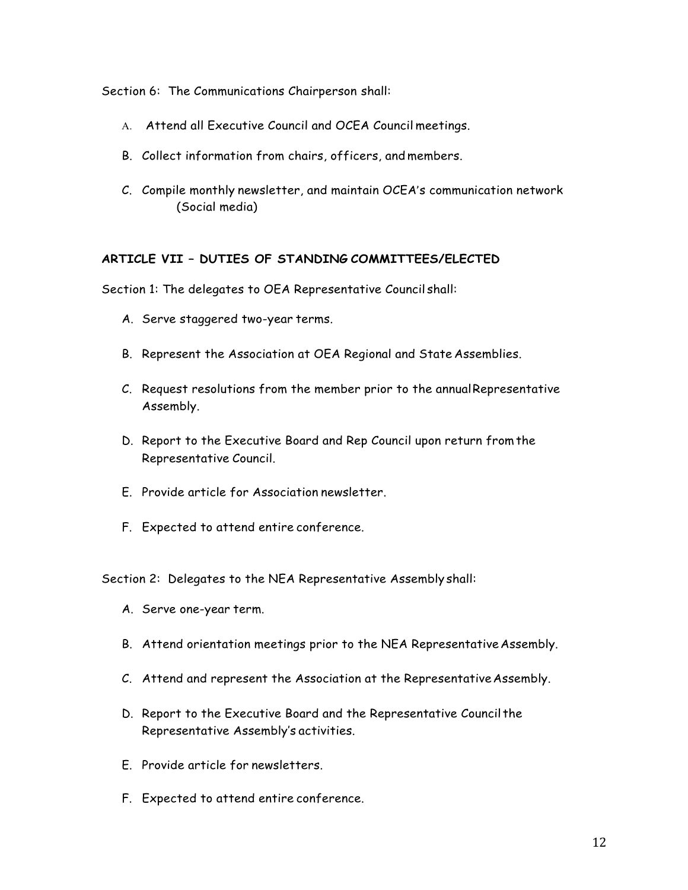Section 6: The Communications Chairperson shall:

A. Attend all Executive Council and OCEA Council meetings.

B. Collect information from chairs, officers, and members.

C. Compile monthly newsletter, and maintain OCEA's communication network (Social media)

**ARTICLE VII – DUTIES OF STANDING COMMITTEES/ELECTED**

Section 1: The delegates to OEA Representative Council shall:

A. Serve staggered two-year terms.

B. Represent the Association at OEA Regional and State Assemblies.

C. Request resolutions from the member prior to the annual Representative Assembly.

D. Report to the Executive Board and Rep Council upon return from the Representative Council.

E. Provide article for Association newsletter.

F. Expected to attend entire conference.

Section 2: Delegates to the NEA Representative Assembly shall:

A. Serve one-year term.

B. Attend orientation meetings prior to the NEA Representative Assembly.

C. Attend and represent the Association at the Representative Assembly.

D. Report to the Executive Board and the Representative Council the Representative Assembly's activities.

E. Provide article for newsletters.

F. Expected to attend entire conference.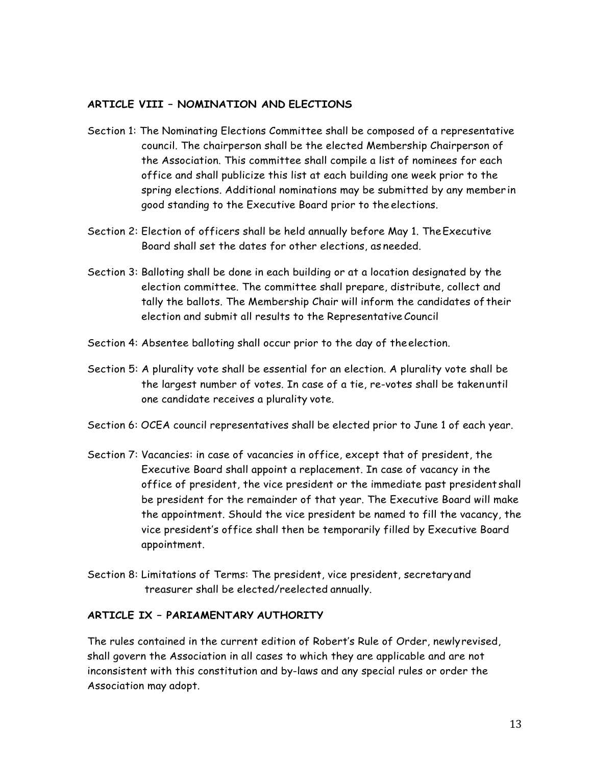### ARTICLE VIII – NOMINATION AND ELECTIONS

Section 1: The Nominating Elections Committee shall be composed of a representative council. The chairperson shall be the elected Membership Chairperson of the Association. This committee shall compile a list of nominees for each office and shall publicize this list at each building one week prior to the spring elections. Additional nominations may be submitted by any member in good standing to the Executive Board prior to the elections.

Section 2: Election of officers shall be held annually before May 1. The Executive Board shall set the dates for other elections, as needed.

Section 3: Balloting shall be done in each building or at a location designated by the election committee. The committee shall prepare, distribute, collect and tally the ballots. The Membership Chair will inform the candidates of their election and submit all results to the Representative Council

Section 4: Absentee balloting shall occur prior to the day of the election.

Section 5: A plurality vote shall be essential for an election. A plurality vote shall be the largest number of votes. In case of a tie, re-votes shall be taken until one candidate receives a plurality vote.

Section 6: OCEA council representatives shall be elected prior to June 1 of each year.

Section 7: Vacancies: in case of vacancies in office, except that of president, the Executive Board shall appoint a replacement. In case of vacancy in the office of president, the vice president or the immediate past president shall be president for the remainder of that year. The Executive Board will make the appointment. Should the vice president be named to fill the vacancy, the vice president's office shall then be temporarily filled by Executive Board appointment.

Section 8: Limitations of Terms: The president, vice president, secretary and treasurer shall be elected/reelected annually.

### ARTICLE IX – PARIAMENTARY AUTHORITY

The rules contained in the current edition of Robert's Rule of Order, newly revised, shall govern the Association in all cases to which they are applicable and are not inconsistent with this constitution and by-laws and any special rules or order the Association may adopt.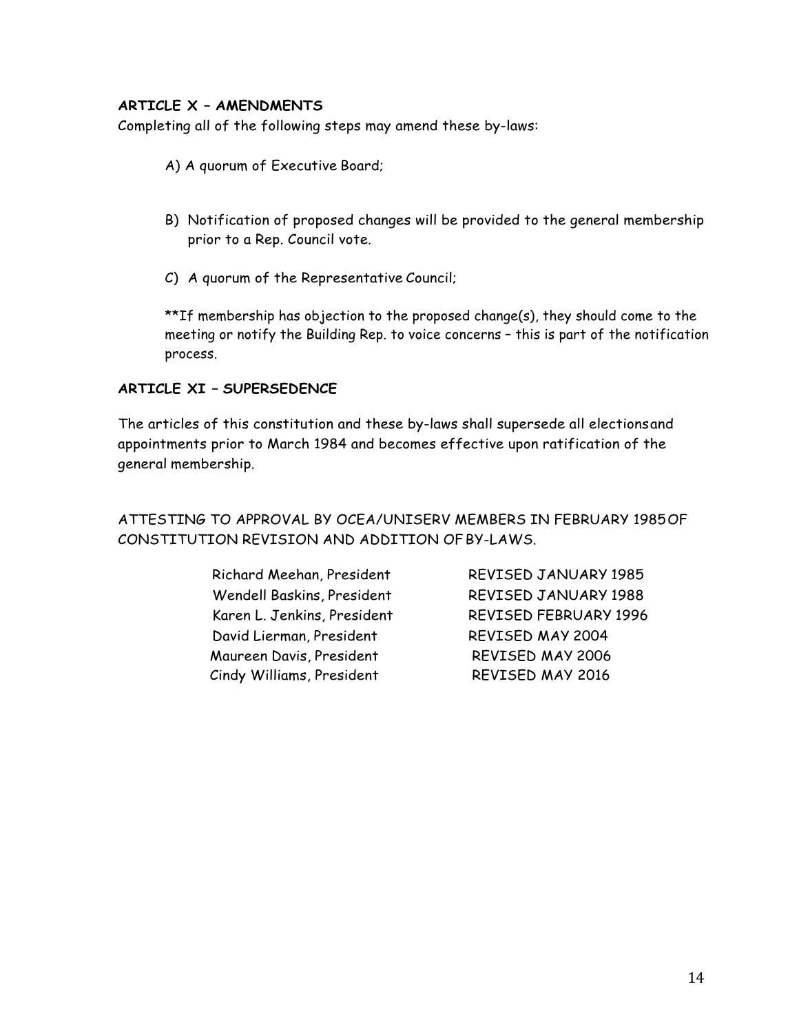**ARTICLE X – AMENDMENTS**

Completing all of the following steps may amend these by-laws:

A) A quorum of Executive Board;

B) Notification of proposed changes will be provided to the general membership prior to a Rep. Council vote.

C) A quorum of the Representative Council;

**If membership has objection to the proposed change(s), they should come to the meeting or notify the Building Rep. to voice concerns – this is part of the notification process.

**ARTICLE XI – SUPERSEDENCE**

The articles of this constitution and these by-laws shall supersede all elections and appointments prior to March 1984 and becomes effective upon ratification of the general membership.

ATTESTING TO APPROVAL BY OCEA/UNISERV MEMBERS IN FEBRUARY 1985 OF CONSTITUTION REVISION AND ADDITION OF BY-LAWS.

| | |
|---|---|
| Richard Meehan, President | REVISED JANUARY 1985 |
| Wendell Baskins, President | REVISED JANUARY 1988 |
| Karen L. Jenkins, President | REVISED FEBRUARY 1996 |
| David Lierman, President | REVISED MAY 2004 |
| Maureen Davis, President | REVISED MAY 2006 |
| Cindy Williams, President | REVISED MAY 2016 |